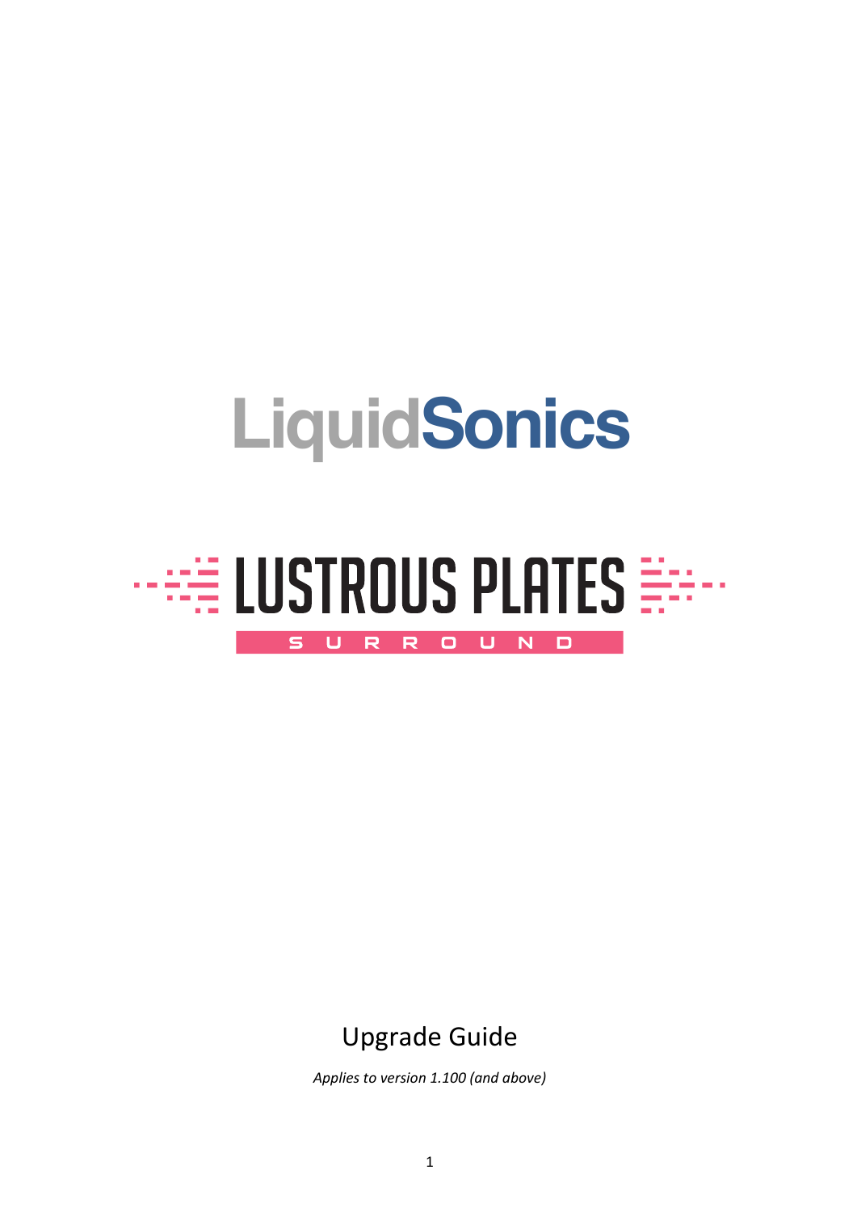# LiquidSonics

# LUSTROUS PLATES

## SURROUND

Upgrade Guide

*Applies to version 1.100 (and above)*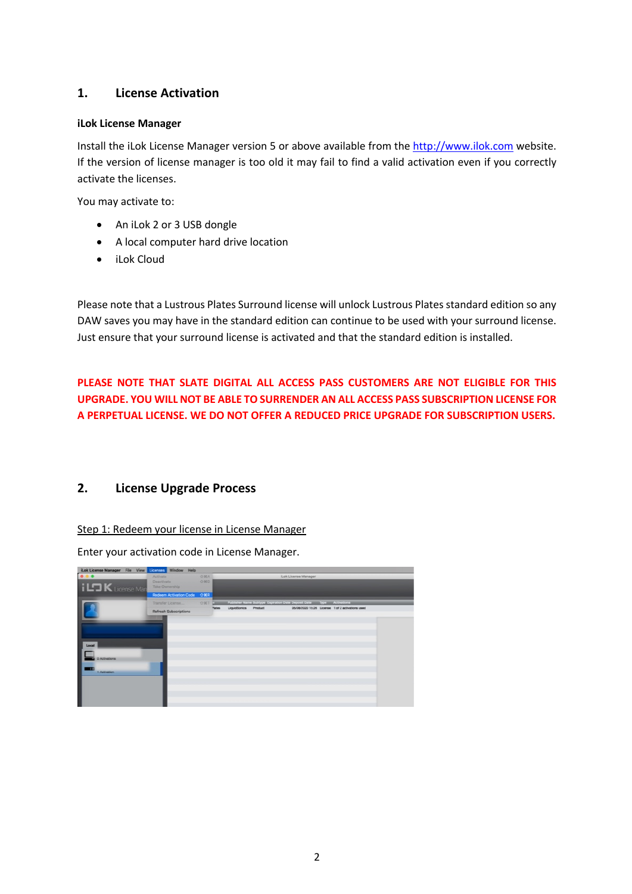## 1. License Activation

**iLok License Manager**

Install the iLok License Manager version 5 or above available from the http://www.ilok.com website. If the version of license manager is too old it may fail to find a valid activation even if you correctly activate the licenses.

You may activate to:

- An iLok 2 or 3 USB dongle
- A local computer hard drive location
- iLok Cloud

Please note that a Lustrous Plates Surround license will unlock Lustrous Plates standard edition so any DAW saves you may have in the standard edition can continue to be used with your surround license. Just ensure that your surround license is activated and that the standard edition is installed.

**PLEASE NOTE THAT SLATE DIGITAL ALL ACCESS PASS CUSTOMERS ARE NOT ELIGIBLE FOR THIS UPGRADE. YOU WILL NOT BE ABLE TO SURRENDER AN ALL ACCESS PASS SUBSCRIPTION LICENSE FOR A PERPETUAL LICENSE. WE DO NOT OFFER A REDUCED PRICE UPGRADE FOR SUBSCRIPTION USERS.**

## 2. License Upgrade Process

Step 1: Redeem your license in License Manager

Enter your activation code in License Manager.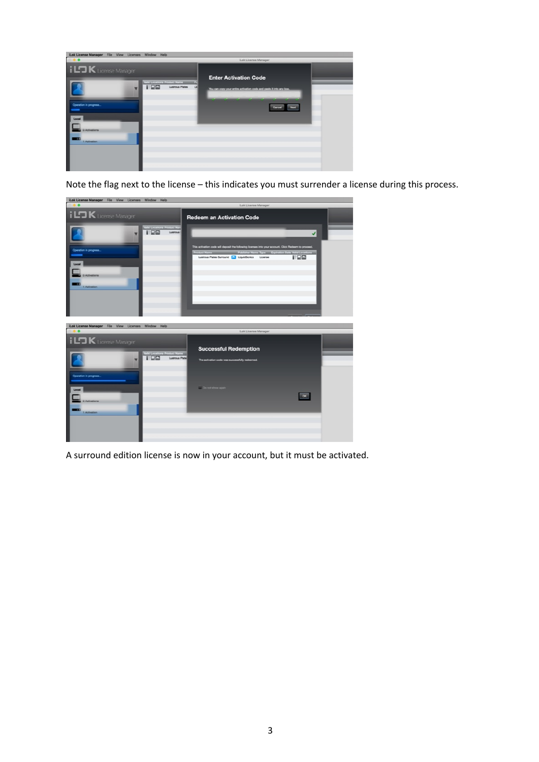Note the flag next to the license – this indicates you must surrender a license during this process.

A surround edition license is now in your account, but it must be activated.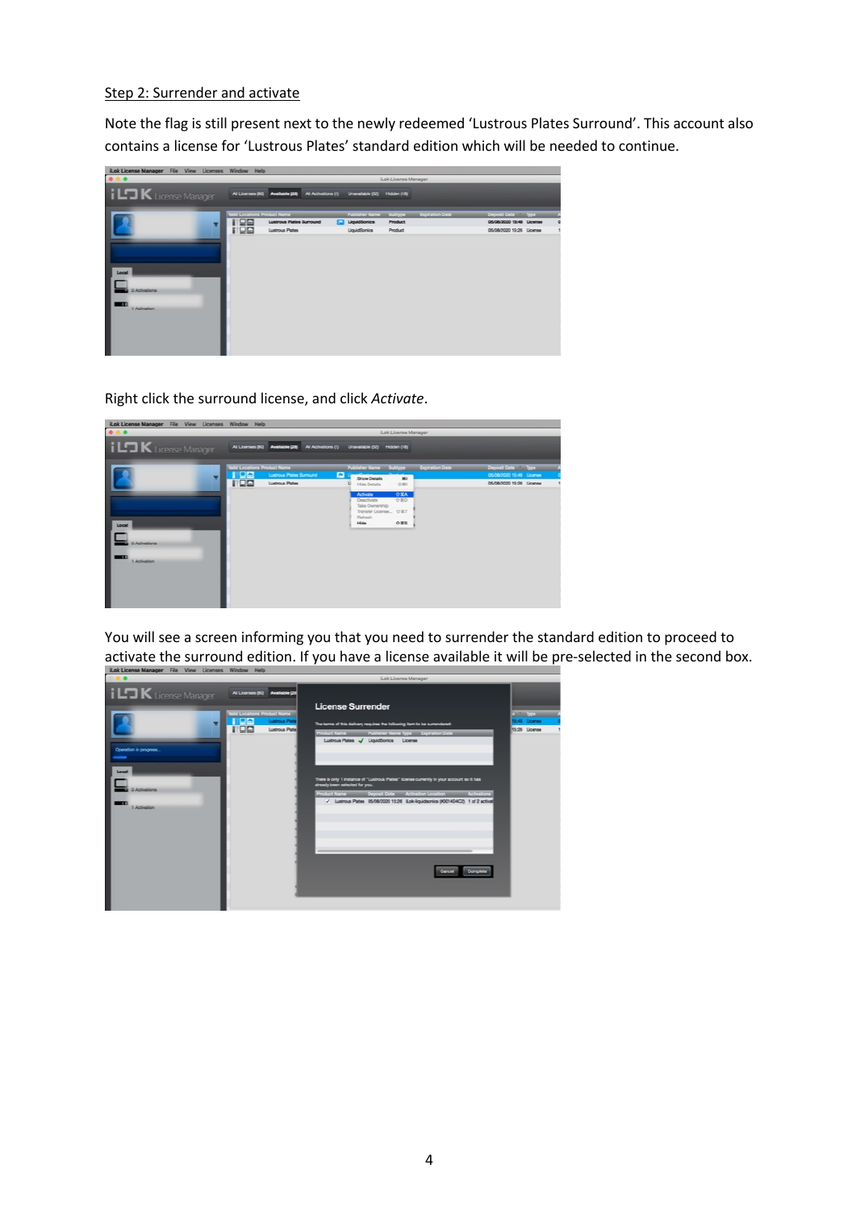Step 2: Surrender and activate

Note the flag is still present next to the newly redeemed 'Lustrous Plates Surround'. This account also contains a license for 'Lustrous Plates' standard edition which will be needed to continue.

Right click the surround license, and click *Activate*.

You will see a screen informing you that you need to surrender the standard edition to proceed to activate the surround edition. If you have a license available it will be pre-selected in the second box.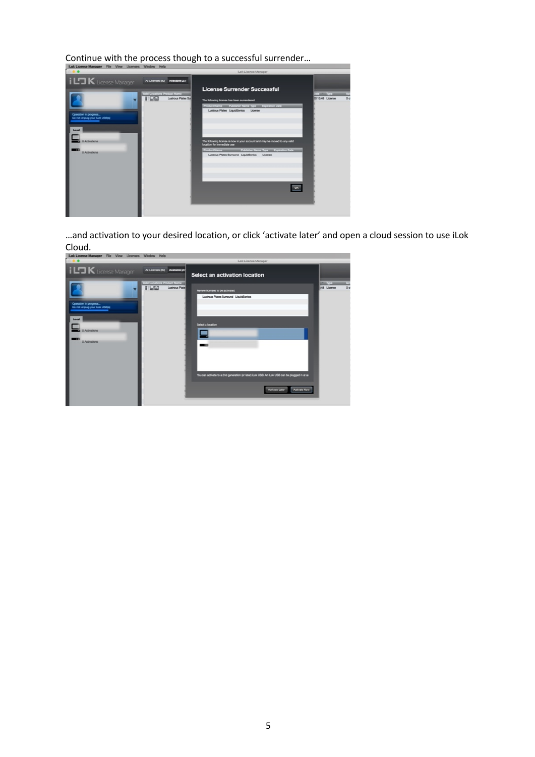Continue with the process though to a successful surrender…

…and activation to your desired location, or click ‘activate later’ and open a cloud session to use iLok Cloud.